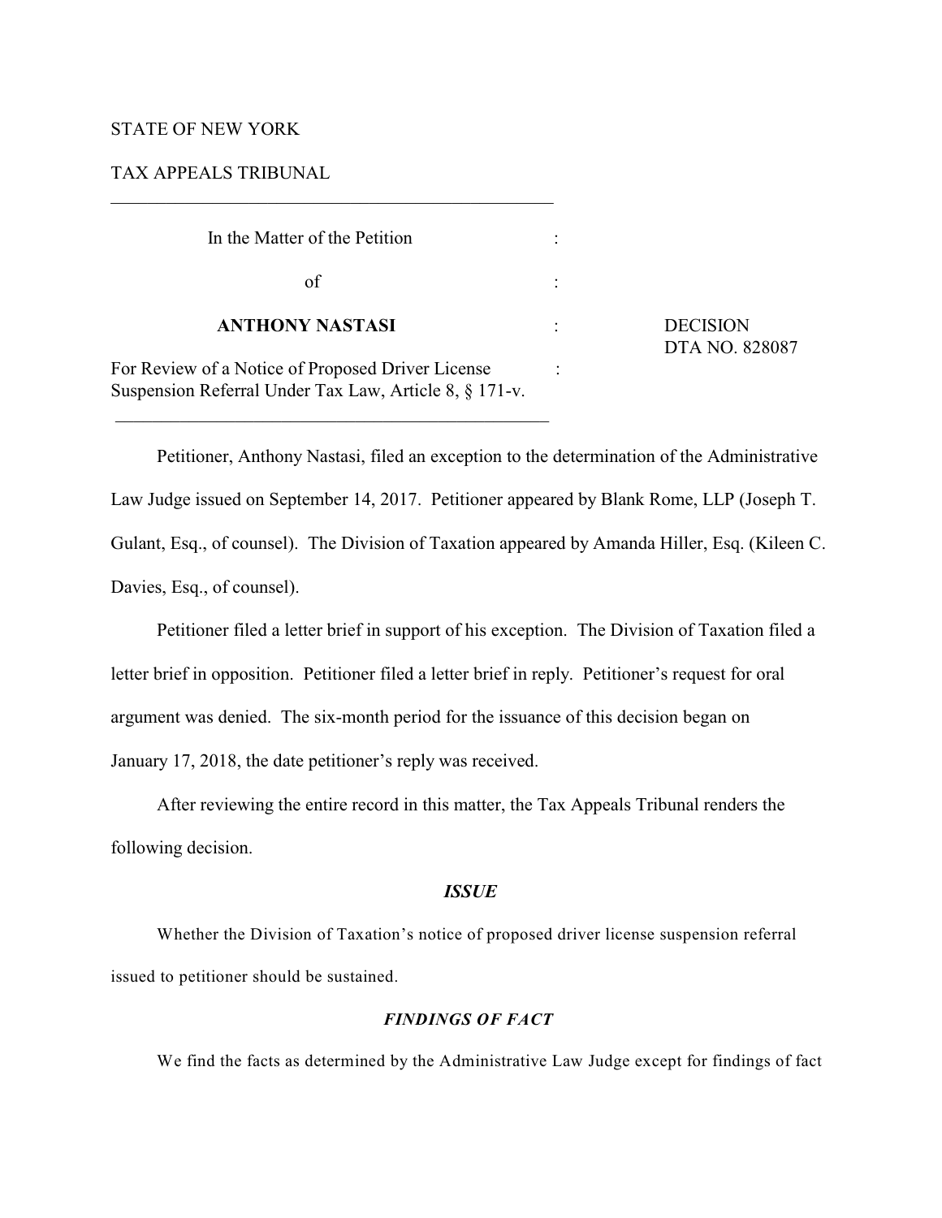STATE OF NEW YORK

TAX APPEALS TRIBUNAL

---

In the Matter of the Petition

of

**ANTHONY NASTASI**

For Review of a Notice of Proposed Driver License Suspension Referral Under Tax Law, Article 8, § 171-v.

DECISION
DTA NO. 828087

---

Petitioner, Anthony Nastasi, filed an exception to the determination of the Administrative Law Judge issued on September 14, 2017. Petitioner appeared by Blank Rome, LLP (Joseph T. Gulant, Esq., of counsel). The Division of Taxation appeared by Amanda Hiller, Esq. (Kileen C. Davies, Esq., of counsel).

Petitioner filed a letter brief in support of his exception. The Division of Taxation filed a letter brief in opposition. Petitioner filed a letter brief in reply. Petitioner's request for oral argument was denied. The six-month period for the issuance of this decision began on January 17, 2018, the date petitioner's reply was received.

After reviewing the entire record in this matter, the Tax Appeals Tribunal renders the following decision.

## *ISSUE*

Whether the Division of Taxation's notice of proposed driver license suspension referral issued to petitioner should be sustained.

## *FINDINGS OF FACT*

We find the facts as determined by the Administrative Law Judge except for findings of fact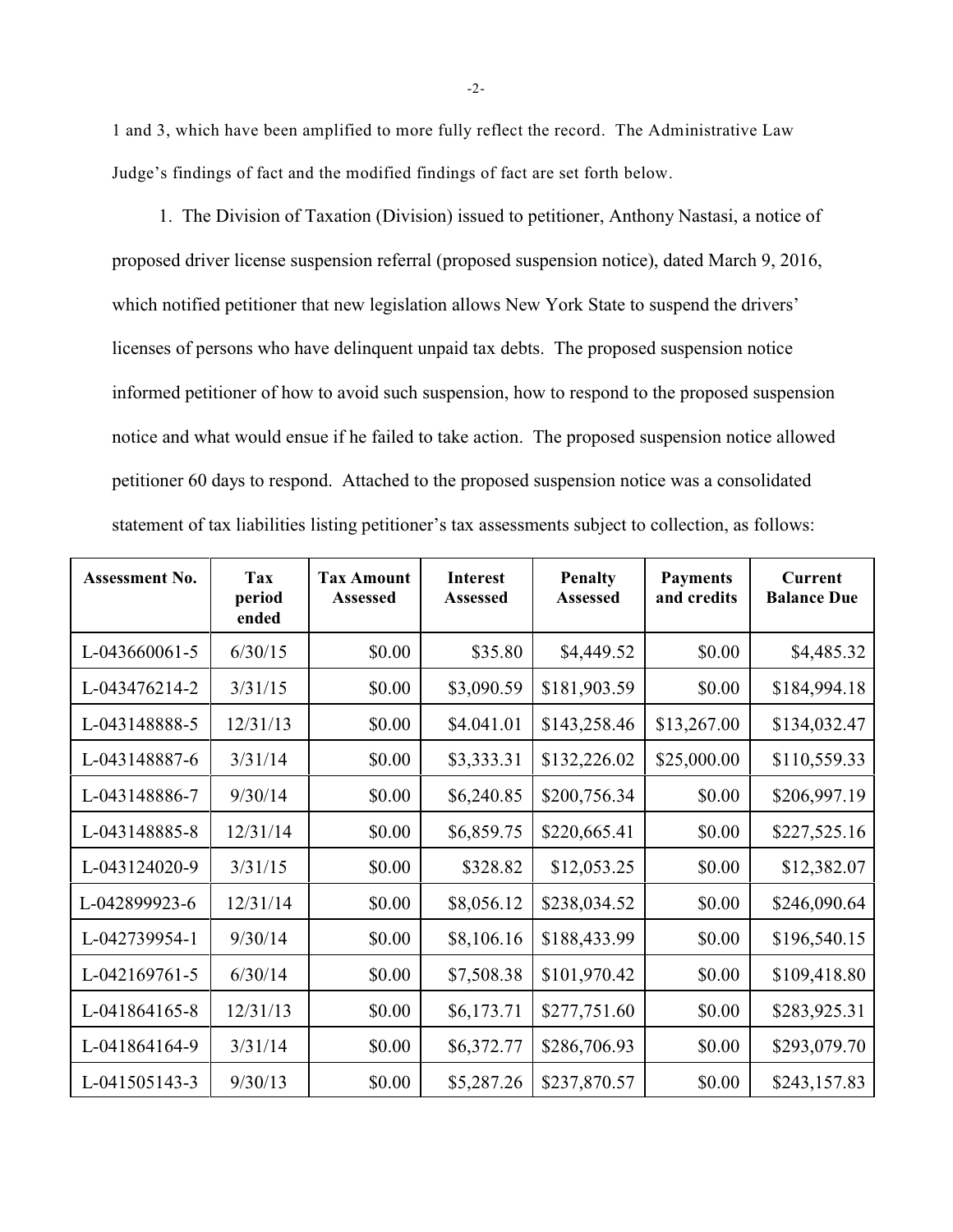1 and 3, which have been amplified to more fully reflect the record. The Administrative Law Judge's findings of fact and the modified findings of fact are set forth below.

1. The Division of Taxation (Division) issued to petitioner, Anthony Nastasi, a notice of proposed driver license suspension referral (proposed suspension notice), dated March 9, 2016, which notified petitioner that new legislation allows New York State to suspend the drivers' licenses of persons who have delinquent unpaid tax debts. The proposed suspension notice informed petitioner of how to avoid such suspension, how to respond to the proposed suspension notice and what would ensue if he failed to take action. The proposed suspension notice allowed petitioner 60 days to respond. Attached to the proposed suspension notice was a consolidated statement of tax liabilities listing petitioner's tax assessments subject to collection, as follows:

| Assessment No. | Tax period ended | Tax Amount Assessed | Interest Assessed | Penalty Assessed | Payments and credits | Current Balance Due |
|---|---|---|---|---|---|---|
| L-043660061-5 | 6/30/15 | $0.00 | $35.80 | $4,449.52 | $0.00 | $4,485.32 |
| L-043476214-2 | 3/31/15 | $0.00 | $3,090.59 | $181,903.59 | $0.00 | $184,994.18 |
| L-043148888-5 | 12/31/13 | $0.00 | $4.041.01 | $143,258.46 | $13,267.00 | $134,032.47 |
| L-043148887-6 | 3/31/14 | $0.00 | $3,333.31 | $132,226.02 | $25,000.00 | $110,559.33 |
| L-043148886-7 | 9/30/14 | $0.00 | $6,240.85 | $200,756.34 | $0.00 | $206,997.19 |
| L-043148885-8 | 12/31/14 | $0.00 | $6,859.75 | $220,665.41 | $0.00 | $227,525.16 |
| L-043124020-9 | 3/31/15 | $0.00 | $328.82 | $12,053.25 | $0.00 | $12,382.07 |
| L-042899923-6 | 12/31/14 | $0.00 | $8,056.12 | $238,034.52 | $0.00 | $246,090.64 |
| L-042739954-1 | 9/30/14 | $0.00 | $8,106.16 | $188,433.99 | $0.00 | $196,540.15 |
| L-042169761-5 | 6/30/14 | $0.00 | $7,508.38 | $101,970.42 | $0.00 | $109,418.80 |
| L-041864165-8 | 12/31/13 | $0.00 | $6,173.71 | $277,751.60 | $0.00 | $283,925.31 |
| L-041864164-9 | 3/31/14 | $0.00 | $6,372.77 | $286,706.93 | $0.00 | $293,079.70 |
| L-041505143-3 | 9/30/13 | $0.00 | $5,287.26 | $237,870.57 | $0.00 | $243,157.83 |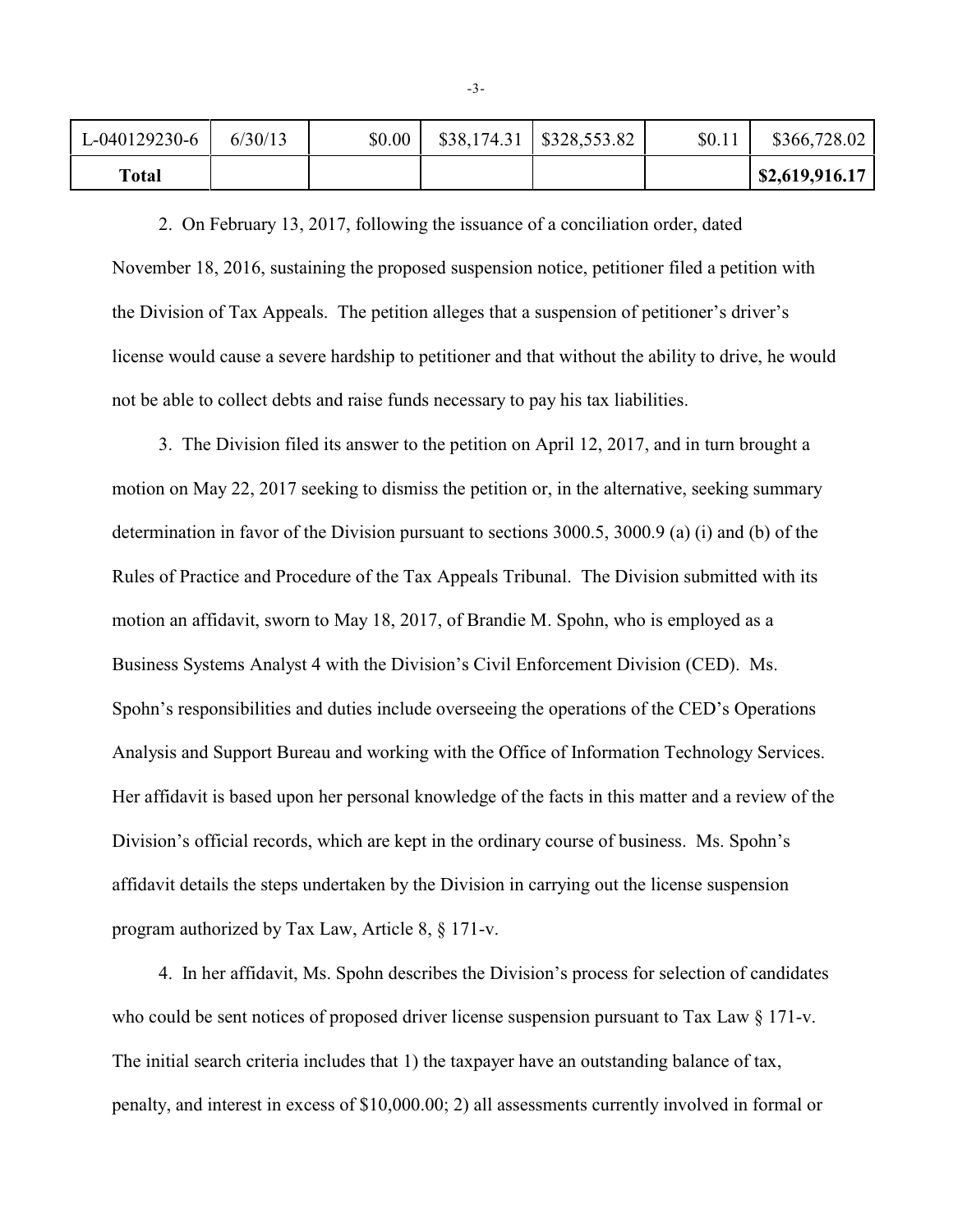| L-040129230-6 | 6/30/13 | $0.00 | $38,174.31 | $328,553.82 | $0.11 | $366,728.02 |
|---|---|---|---|---|---|---|
| **Total** | | | | | | **$2,619,916.17** |

2. On February 13, 2017, following the issuance of a conciliation order, dated November 18, 2016, sustaining the proposed suspension notice, petitioner filed a petition with the Division of Tax Appeals. The petition alleges that a suspension of petitioner's driver's license would cause a severe hardship to petitioner and that without the ability to drive, he would not be able to collect debts and raise funds necessary to pay his tax liabilities.

3. The Division filed its answer to the petition on April 12, 2017, and in turn brought a motion on May 22, 2017 seeking to dismiss the petition or, in the alternative, seeking summary determination in favor of the Division pursuant to sections 3000.5, 3000.9 (a) (i) and (b) of the Rules of Practice and Procedure of the Tax Appeals Tribunal. The Division submitted with its motion an affidavit, sworn to May 18, 2017, of Brandie M. Spohn, who is employed as a Business Systems Analyst 4 with the Division's Civil Enforcement Division (CED). Ms. Spohn's responsibilities and duties include overseeing the operations of the CED's Operations Analysis and Support Bureau and working with the Office of Information Technology Services. Her affidavit is based upon her personal knowledge of the facts in this matter and a review of the Division's official records, which are kept in the ordinary course of business. Ms. Spohn's affidavit details the steps undertaken by the Division in carrying out the license suspension program authorized by Tax Law, Article 8, § 171-v.

4. In her affidavit, Ms. Spohn describes the Division's process for selection of candidates who could be sent notices of proposed driver license suspension pursuant to Tax Law § 171-v. The initial search criteria includes that 1) the taxpayer have an outstanding balance of tax, penalty, and interest in excess of $10,000.00; 2) all assessments currently involved in formal or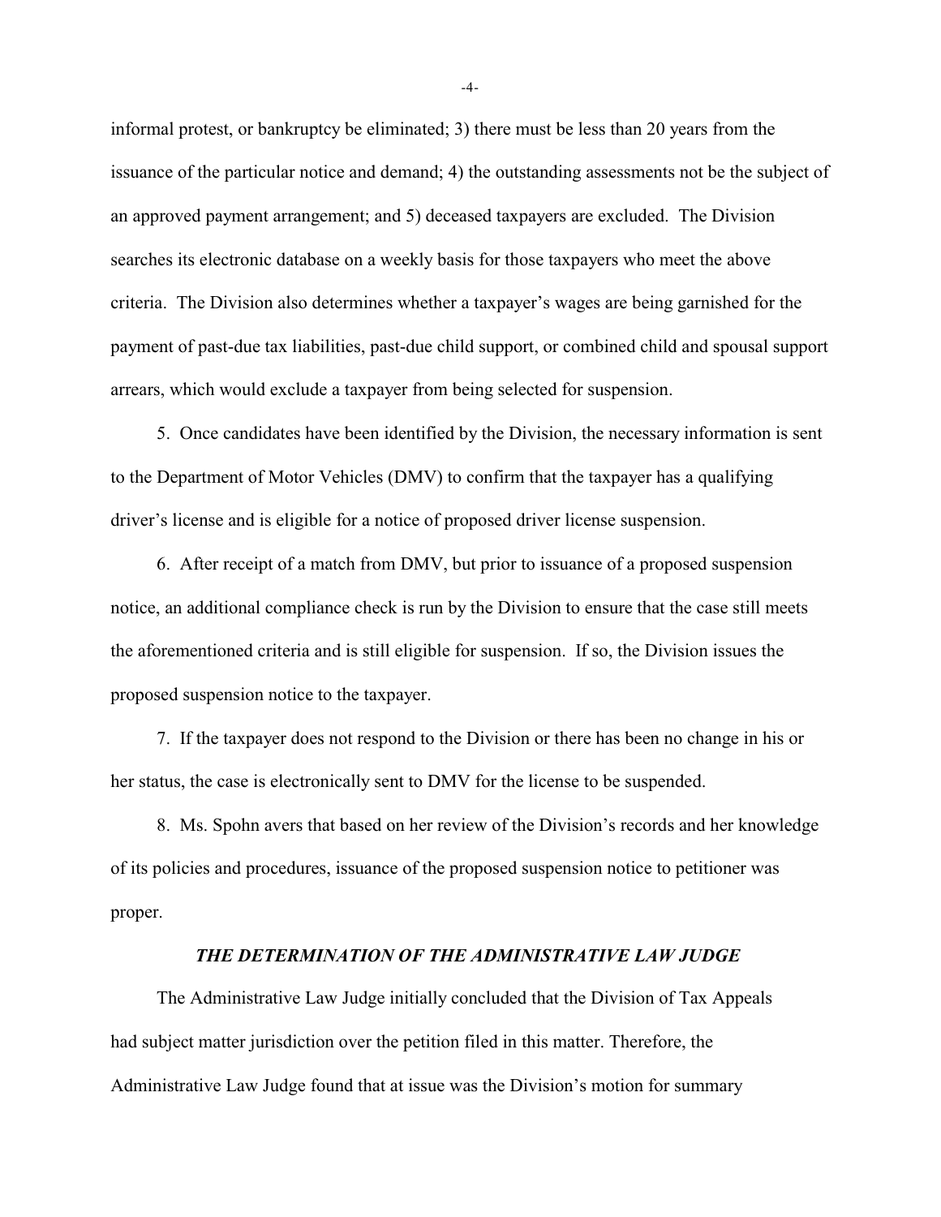informal protest, or bankruptcy be eliminated; 3) there must be less than 20 years from the issuance of the particular notice and demand; 4) the outstanding assessments not be the subject of an approved payment arrangement; and 5) deceased taxpayers are excluded. The Division searches its electronic database on a weekly basis for those taxpayers who meet the above criteria. The Division also determines whether a taxpayer's wages are being garnished for the payment of past-due tax liabilities, past-due child support, or combined child and spousal support arrears, which would exclude a taxpayer from being selected for suspension.

5. Once candidates have been identified by the Division, the necessary information is sent to the Department of Motor Vehicles (DMV) to confirm that the taxpayer has a qualifying driver's license and is eligible for a notice of proposed driver license suspension.

6. After receipt of a match from DMV, but prior to issuance of a proposed suspension notice, an additional compliance check is run by the Division to ensure that the case still meets the aforementioned criteria and is still eligible for suspension. If so, the Division issues the proposed suspension notice to the taxpayer.

7. If the taxpayer does not respond to the Division or there has been no change in his or her status, the case is electronically sent to DMV for the license to be suspended.

8. Ms. Spohn avers that based on her review of the Division's records and her knowledge of its policies and procedures, issuance of the proposed suspension notice to petitioner was proper.

### *THE DETERMINATION OF THE ADMINISTRATIVE LAW JUDGE*

The Administrative Law Judge initially concluded that the Division of Tax Appeals had subject matter jurisdiction over the petition filed in this matter. Therefore, the Administrative Law Judge found that at issue was the Division's motion for summary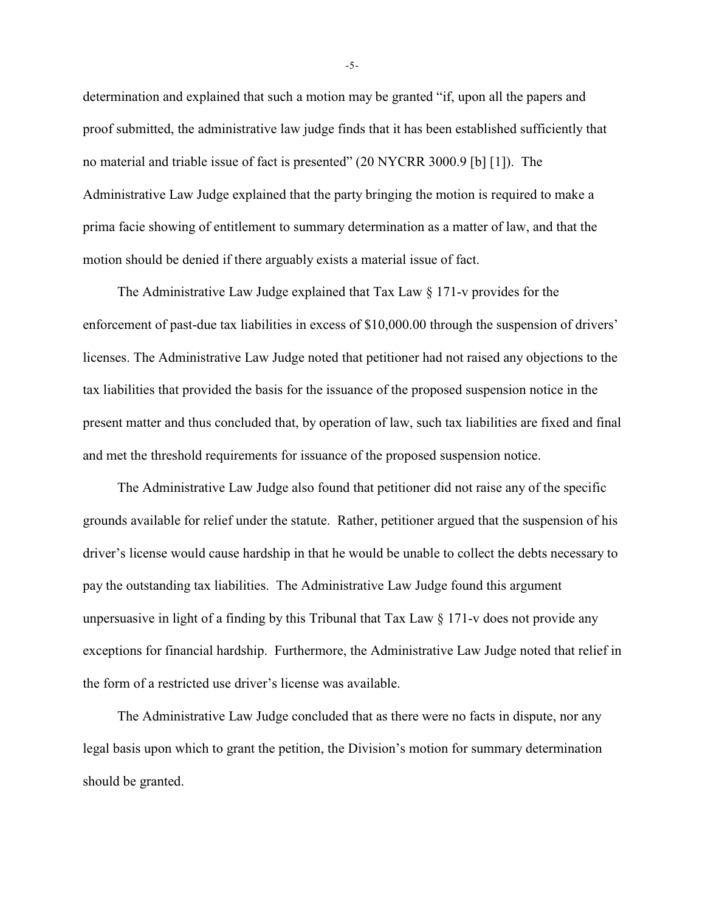determination and explained that such a motion may be granted "if, upon all the papers and proof submitted, the administrative law judge finds that it has been established sufficiently that no material and triable issue of fact is presented" (20 NYCRR 3000.9 [b] [1]). The Administrative Law Judge explained that the party bringing the motion is required to make a prima facie showing of entitlement to summary determination as a matter of law, and that the motion should be denied if there arguably exists a material issue of fact.

The Administrative Law Judge explained that Tax Law § 171-v provides for the enforcement of past-due tax liabilities in excess of $10,000.00 through the suspension of drivers' licenses. The Administrative Law Judge noted that petitioner had not raised any objections to the tax liabilities that provided the basis for the issuance of the proposed suspension notice in the present matter and thus concluded that, by operation of law, such tax liabilities are fixed and final and met the threshold requirements for issuance of the proposed suspension notice.

The Administrative Law Judge also found that petitioner did not raise any of the specific grounds available for relief under the statute. Rather, petitioner argued that the suspension of his driver's license would cause hardship in that he would be unable to collect the debts necessary to pay the outstanding tax liabilities. The Administrative Law Judge found this argument unpersuasive in light of a finding by this Tribunal that Tax Law § 171-v does not provide any exceptions for financial hardship. Furthermore, the Administrative Law Judge noted that relief in the form of a restricted use driver's license was available.

The Administrative Law Judge concluded that as there were no facts in dispute, nor any legal basis upon which to grant the petition, the Division's motion for summary determination should be granted.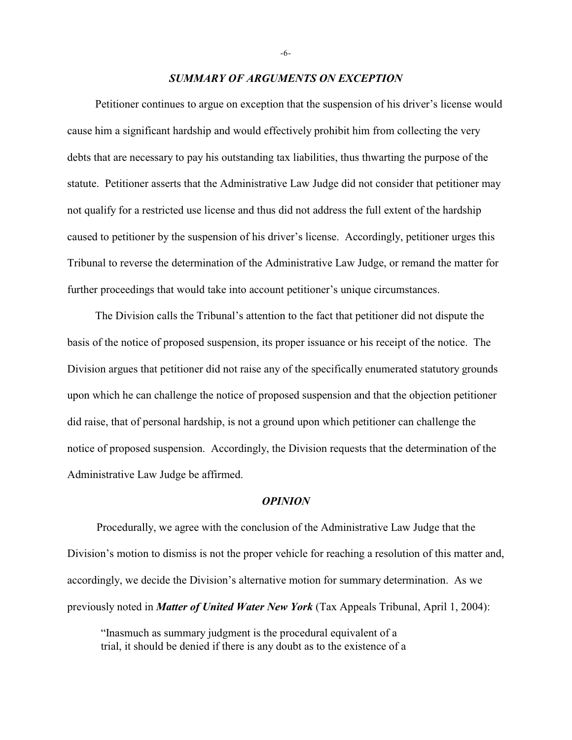### *SUMMARY OF ARGUMENTS ON EXCEPTION*

Petitioner continues to argue on exception that the suspension of his driver's license would cause him a significant hardship and would effectively prohibit him from collecting the very debts that are necessary to pay his outstanding tax liabilities, thus thwarting the purpose of the statute. Petitioner asserts that the Administrative Law Judge did not consider that petitioner may not qualify for a restricted use license and thus did not address the full extent of the hardship caused to petitioner by the suspension of his driver's license. Accordingly, petitioner urges this Tribunal to reverse the determination of the Administrative Law Judge, or remand the matter for further proceedings that would take into account petitioner's unique circumstances.

The Division calls the Tribunal's attention to the fact that petitioner did not dispute the basis of the notice of proposed suspension, its proper issuance or his receipt of the notice. The Division argues that petitioner did not raise any of the specifically enumerated statutory grounds upon which he can challenge the notice of proposed suspension and that the objection petitioner did raise, that of personal hardship, is not a ground upon which petitioner can challenge the notice of proposed suspension. Accordingly, the Division requests that the determination of the Administrative Law Judge be affirmed.

### *OPINION*

Procedurally, we agree with the conclusion of the Administrative Law Judge that the Division's motion to dismiss is not the proper vehicle for reaching a resolution of this matter and, accordingly, we decide the Division's alternative motion for summary determination. As we previously noted in ***Matter of United Water New York*** (Tax Appeals Tribunal, April 1, 2004):

> "Inasmuch as summary judgment is the procedural equivalent of a trial, it should be denied if there is any doubt as to the existence of a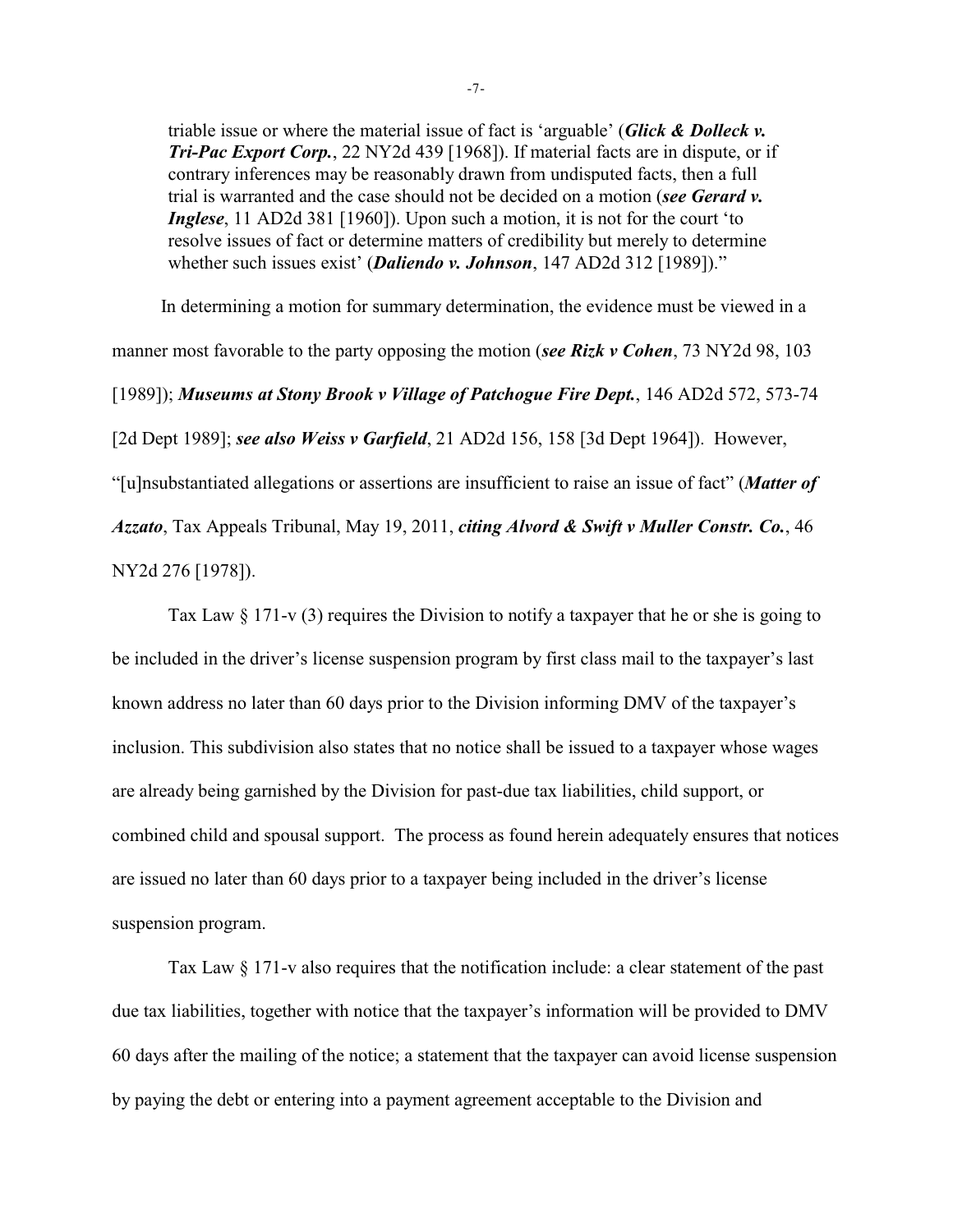triable issue or where the material issue of fact is 'arguable' (***Glick & Dolleck v. Tri-Pac Export Corp.***, 22 NY2d 439 [1968]). If material facts are in dispute, or if contrary inferences may be reasonably drawn from undisputed facts, then a full trial is warranted and the case should not be decided on a motion (***see Gerard v. Inglese***, 11 AD2d 381 [1960]). Upon such a motion, it is not for the court 'to resolve issues of fact or determine matters of credibility but merely to determine whether such issues exist' (***Daliendo v. Johnson***, 147 AD2d 312 [1989])."

In determining a motion for summary determination, the evidence must be viewed in a manner most favorable to the party opposing the motion (***see Rizk v Cohen***, 73 NY2d 98, 103 [1989]); ***Museums at Stony Brook v Village of Patchogue Fire Dept.***, 146 AD2d 572, 573-74 [2d Dept 1989]; ***see also Weiss v Garfield***, 21 AD2d 156, 158 [3d Dept 1964]). However, "[u]nsubstantiated allegations or assertions are insufficient to raise an issue of fact" (***Matter of Azzato***, Tax Appeals Tribunal, May 19, 2011, ***citing Alvord & Swift v Muller Constr. Co.***, 46 NY2d 276 [1978]).

Tax Law § 171-v (3) requires the Division to notify a taxpayer that he or she is going to be included in the driver's license suspension program by first class mail to the taxpayer's last known address no later than 60 days prior to the Division informing DMV of the taxpayer's inclusion. This subdivision also states that no notice shall be issued to a taxpayer whose wages are already being garnished by the Division for past-due tax liabilities, child support, or combined child and spousal support. The process as found herein adequately ensures that notices are issued no later than 60 days prior to a taxpayer being included in the driver's license suspension program.

Tax Law § 171-v also requires that the notification include: a clear statement of the past due tax liabilities, together with notice that the taxpayer's information will be provided to DMV 60 days after the mailing of the notice; a statement that the taxpayer can avoid license suspension by paying the debt or entering into a payment agreement acceptable to the Division and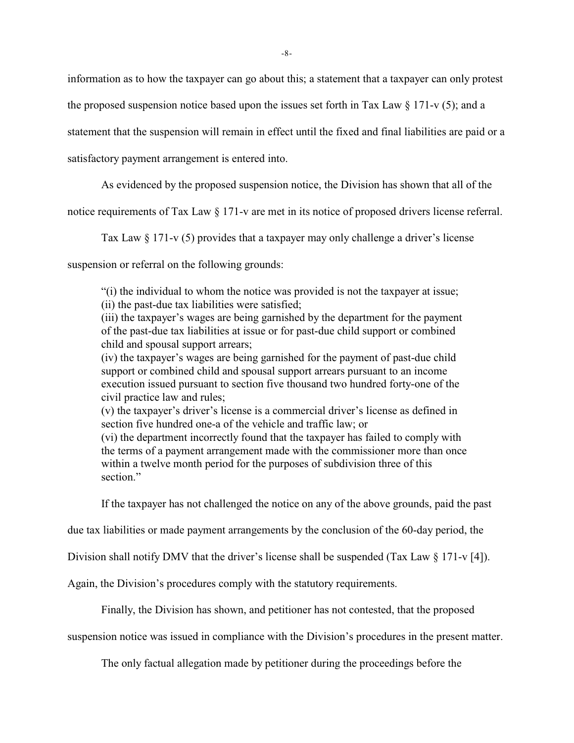information as to how the taxpayer can go about this; a statement that a taxpayer can only protest the proposed suspension notice based upon the issues set forth in Tax Law § 171-v (5); and a statement that the suspension will remain in effect until the fixed and final liabilities are paid or a satisfactory payment arrangement is entered into.

As evidenced by the proposed suspension notice, the Division has shown that all of the notice requirements of Tax Law § 171-v are met in its notice of proposed drivers license referral.

Tax Law § 171-v (5) provides that a taxpayer may only challenge a driver's license suspension or referral on the following grounds:

> "(i) the individual to whom the notice was provided is not the taxpayer at issue;
> (ii) the past-due tax liabilities were satisfied;
> (iii) the taxpayer's wages are being garnished by the department for the payment of the past-due tax liabilities at issue or for past-due child support or combined child and spousal support arrears;
> (iv) the taxpayer's wages are being garnished for the payment of past-due child support or combined child and spousal support arrears pursuant to an income execution issued pursuant to section five thousand two hundred forty-one of the civil practice law and rules;
> (v) the taxpayer's driver's license is a commercial driver's license as defined in section five hundred one-a of the vehicle and traffic law; or
> (vi) the department incorrectly found that the taxpayer has failed to comply with the terms of a payment arrangement made with the commissioner more than once within a twelve month period for the purposes of subdivision three of this section."

If the taxpayer has not challenged the notice on any of the above grounds, paid the past due tax liabilities or made payment arrangements by the conclusion of the 60-day period, the Division shall notify DMV that the driver's license shall be suspended (Tax Law § 171-v [4]). Again, the Division's procedures comply with the statutory requirements.

Finally, the Division has shown, and petitioner has not contested, that the proposed suspension notice was issued in compliance with the Division's procedures in the present matter.

The only factual allegation made by petitioner during the proceedings before the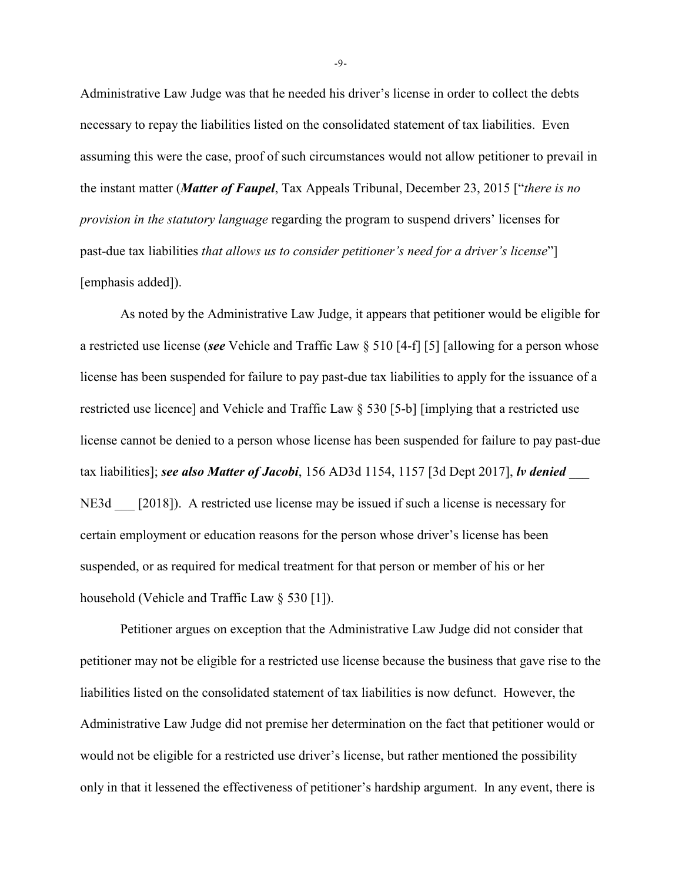Administrative Law Judge was that he needed his driver's license in order to collect the debts necessary to repay the liabilities listed on the consolidated statement of tax liabilities. Even assuming this were the case, proof of such circumstances would not allow petitioner to prevail in the instant matter (***Matter of Faupel***, Tax Appeals Tribunal, December 23, 2015 ["*there is no provision in the statutory language* regarding the program to suspend drivers' licenses for past-due tax liabilities *that allows us to consider petitioner's need for a driver's license*"] [emphasis added]).

As noted by the Administrative Law Judge, it appears that petitioner would be eligible for a restricted use license (***see*** Vehicle and Traffic Law § 510 [4-f] [5] [allowing for a person whose license has been suspended for failure to pay past-due tax liabilities to apply for the issuance of a restricted use licence] and Vehicle and Traffic Law § 530 [5-b] [implying that a restricted use license cannot be denied to a person whose license has been suspended for failure to pay past-due tax liabilities]; ***see also Matter of Jacobi***, 156 AD3d 1154, 1157 [3d Dept 2017], ***lv denied*** ___ NE3d ___ [2018]). A restricted use license may be issued if such a license is necessary for certain employment or education reasons for the person whose driver's license has been suspended, or as required for medical treatment for that person or member of his or her household (Vehicle and Traffic Law § 530 [1]).

Petitioner argues on exception that the Administrative Law Judge did not consider that petitioner may not be eligible for a restricted use license because the business that gave rise to the liabilities listed on the consolidated statement of tax liabilities is now defunct. However, the Administrative Law Judge did not premise her determination on the fact that petitioner would or would not be eligible for a restricted use driver's license, but rather mentioned the possibility only in that it lessened the effectiveness of petitioner's hardship argument. In any event, there is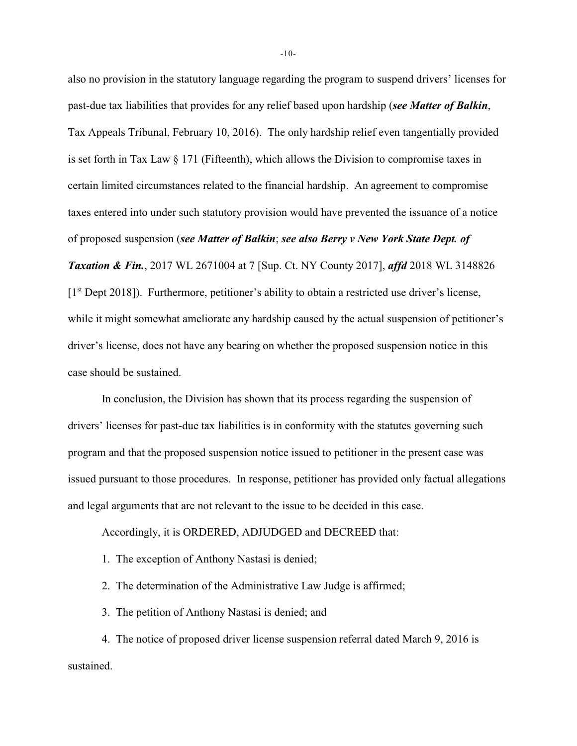also no provision in the statutory language regarding the program to suspend drivers' licenses for past-due tax liabilities that provides for any relief based upon hardship (***see Matter of Balkin***, Tax Appeals Tribunal, February 10, 2016). The only hardship relief even tangentially provided is set forth in Tax Law § 171 (Fifteenth), which allows the Division to compromise taxes in certain limited circumstances related to the financial hardship. An agreement to compromise taxes entered into under such statutory provision would have prevented the issuance of a notice of proposed suspension (***see Matter of Balkin***; ***see also Berry v New York State Dept. of Taxation & Fin.***, 2017 WL 2671004 at 7 [Sup. Ct. NY County 2017], ***affd*** 2018 WL 3148826 [1st Dept 2018]). Furthermore, petitioner's ability to obtain a restricted use driver's license, while it might somewhat ameliorate any hardship caused by the actual suspension of petitioner's driver's license, does not have any bearing on whether the proposed suspension notice in this case should be sustained.

In conclusion, the Division has shown that its process regarding the suspension of drivers' licenses for past-due tax liabilities is in conformity with the statutes governing such program and that the proposed suspension notice issued to petitioner in the present case was issued pursuant to those procedures. In response, petitioner has provided only factual allegations and legal arguments that are not relevant to the issue to be decided in this case.

Accordingly, it is ORDERED, ADJUDGED and DECREED that:

1. The exception of Anthony Nastasi is denied;

2. The determination of the Administrative Law Judge is affirmed;

3. The petition of Anthony Nastasi is denied; and

4. The notice of proposed driver license suspension referral dated March 9, 2016 is sustained.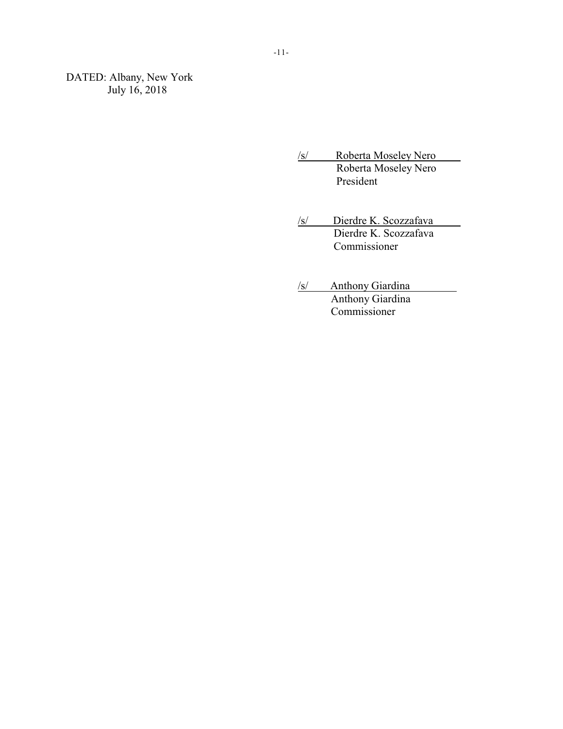DATED: Albany, New York
July 16, 2018

/s/ Roberta Moseley Nero
Roberta Moseley Nero
President

/s/ Dierdre K. Scozzafava
Dierdre K. Scozzafava
Commissioner

/s/ Anthony Giardina
Anthony Giardina
Commissioner